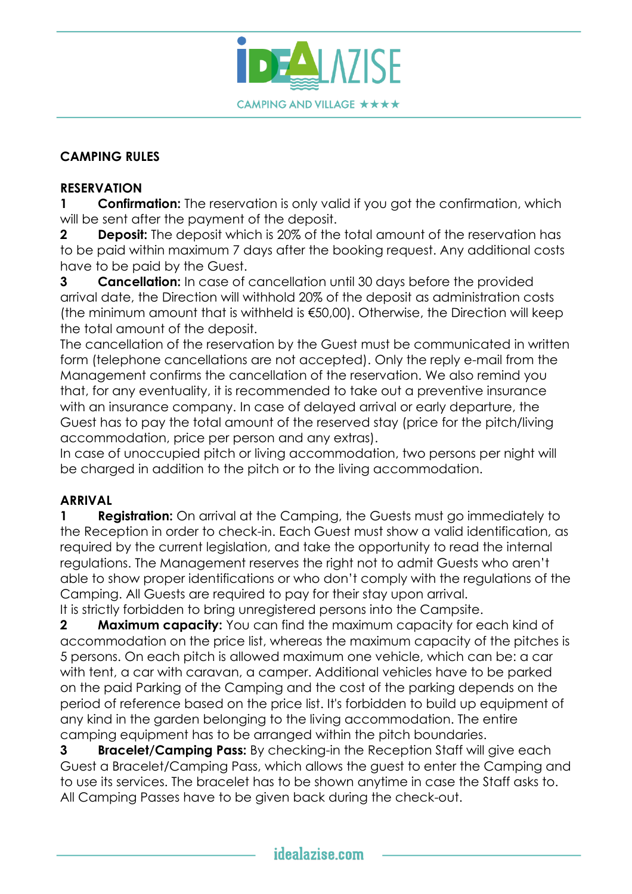# CAMPING RULES

## RESERVATION

**1 Confirmation:** The reservation is only valid if you got the confirmation, which will be sent after the payment of the deposit.

**2 Deposit:** The deposit which is 20% of the total amount of the reservation has to be paid within maximum 7 days after the booking request. Any additional costs have to be paid by the Guest.

**3 Cancellation:** In case of cancellation until 30 days before the provided arrival date, the Direction will withhold 20% of the deposit as administration costs (the minimum amount that is withheld is €50,00). Otherwise, the Direction will keep the total amount of the deposit.

The cancellation of the reservation by the Guest must be communicated in written form (telephone cancellations are not accepted). Only the reply e-mail from the Management confirms the cancellation of the reservation. We also remind you that, for any eventuality, it is recommended to take out a preventive insurance with an insurance company. In case of delayed arrival or early departure, the Guest has to pay the total amount of the reserved stay (price for the pitch/living accommodation, price per person and any extras).

In case of unoccupied pitch or living accommodation, two persons per night will be charged in addition to the pitch or to the living accommodation.

## ARRIVAL

**1 Registration:** On arrival at the Camping, the Guests must go immediately to the Reception in order to check-in. Each Guest must show a valid identification, as required by the current legislation, and take the opportunity to read the internal regulations. The Management reserves the right not to admit Guests who aren't able to show proper identifications or who don't comply with the regulations of the Camping. All Guests are required to pay for their stay upon arrival.

It is strictly forbidden to bring unregistered persons into the Campsite.

**2 Maximum capacity:** You can find the maximum capacity for each kind of accommodation on the price list, whereas the maximum capacity of the pitches is 5 persons. On each pitch is allowed maximum one vehicle, which can be: a car with tent, a car with caravan, a camper. Additional vehicles have to be parked on the paid Parking of the Camping and the cost of the parking depends on the period of reference based on the price list. It's forbidden to build up equipment of any kind in the garden belonging to the living accommodation. The entire camping equipment has to be arranged within the pitch boundaries.

**3 Bracelet/Camping Pass:** By checking-in the Reception Staff will give each Guest a Bracelet/Camping Pass, which allows the guest to enter the Camping and to use its services. The bracelet has to be shown anytime in case the Staff asks to. All Camping Passes have to be given back during the check-out.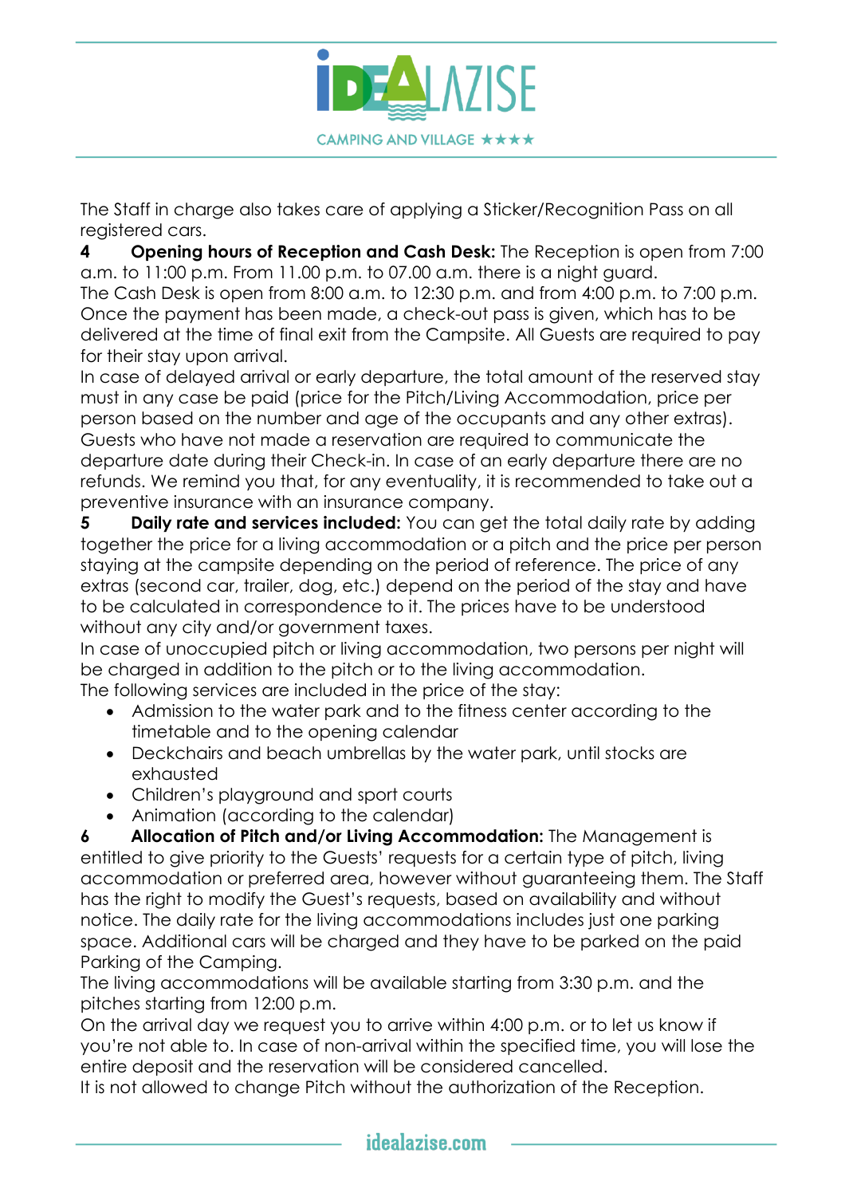The Staff in charge also takes care of applying a Sticker/Recognition Pass on all registered cars.

**4 Opening hours of Reception and Cash Desk:** The Reception is open from 7:00 a.m. to 11:00 p.m. From 11.00 p.m. to 07.00 a.m. there is a night guard.
The Cash Desk is open from 8:00 a.m. to 12:30 p.m. and from 4:00 p.m. to 7:00 p.m. Once the payment has been made, a check-out pass is given, which has to be delivered at the time of final exit from the Campsite. All Guests are required to pay for their stay upon arrival.
In case of delayed arrival or early departure, the total amount of the reserved stay must in any case be paid (price for the Pitch/Living Accommodation, price per person based on the number and age of the occupants and any other extras). Guests who have not made a reservation are required to communicate the departure date during their Check-in. In case of an early departure there are no refunds. We remind you that, for any eventuality, it is recommended to take out a preventive insurance with an insurance company.

**5 Daily rate and services included:** You can get the total daily rate by adding together the price for a living accommodation or a pitch and the price per person staying at the campsite depending on the period of reference. The price of any extras (second car, trailer, dog, etc.) depend on the period of the stay and have to be calculated in correspondence to it. The prices have to be understood without any city and/or government taxes.
In case of unoccupied pitch or living accommodation, two persons per night will be charged in addition to the pitch or to the living accommodation.
The following services are included in the price of the stay:

- Admission to the water park and to the fitness center according to the timetable and to the opening calendar
- Deckchairs and beach umbrellas by the water park, until stocks are exhausted
- Children's playground and sport courts
- Animation (according to the calendar)

**6 Allocation of Pitch and/or Living Accommodation:** The Management is entitled to give priority to the Guests' requests for a certain type of pitch, living accommodation or preferred area, however without guaranteeing them. The Staff has the right to modify the Guest's requests, based on availability and without notice. The daily rate for the living accommodations includes just one parking space. Additional cars will be charged and they have to be parked on the paid Parking of the Camping.
The living accommodations will be available starting from 3:30 p.m. and the pitches starting from 12:00 p.m.
On the arrival day we request you to arrive within 4:00 p.m. or to let us know if you're not able to. In case of non-arrival within the specified time, you will lose the entire deposit and the reservation will be considered cancelled.
It is not allowed to change Pitch without the authorization of the Reception.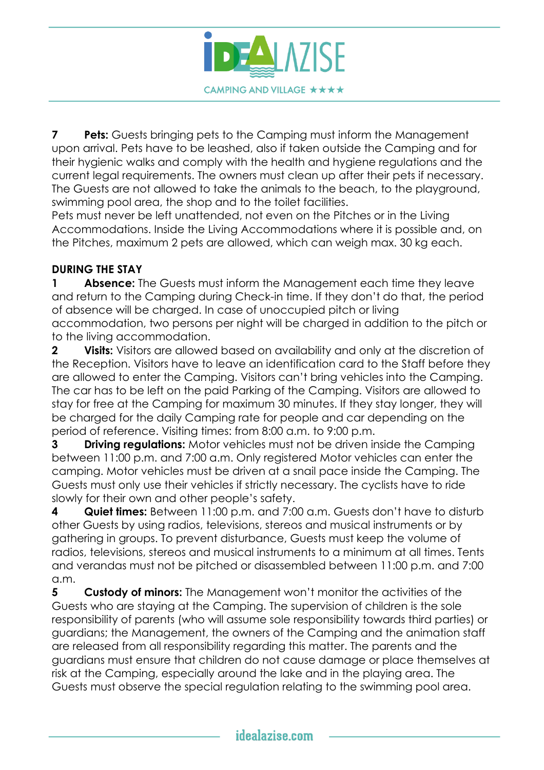**7 Pets:** Guests bringing pets to the Camping must inform the Management upon arrival. Pets have to be leashed, also if taken outside the Camping and for their hygienic walks and comply with the health and hygiene regulations and the current legal requirements. The owners must clean up after their pets if necessary. The Guests are not allowed to take the animals to the beach, to the playground, swimming pool area, the shop and to the toilet facilities.
Pets must never be left unattended, not even on the Pitches or in the Living Accommodations. Inside the Living Accommodations where it is possible and, on the Pitches, maximum 2 pets are allowed, which can weigh max. 30 kg each.

**DURING THE STAY**

**1 Absence:** The Guests must inform the Management each time they leave and return to the Camping during Check-in time. If they don't do that, the period of absence will be charged. In case of unoccupied pitch or living accommodation, two persons per night will be charged in addition to the pitch or to the living accommodation.

**2 Visits:** Visitors are allowed based on availability and only at the discretion of the Reception. Visitors have to leave an identification card to the Staff before they are allowed to enter the Camping. Visitors can't bring vehicles into the Camping. The car has to be left on the paid Parking of the Camping. Visitors are allowed to stay for free at the Camping for maximum 30 minutes. If they stay longer, they will be charged for the daily Camping rate for people and car depending on the period of reference. Visiting times: from 8:00 a.m. to 9:00 p.m.

**3 Driving regulations:** Motor vehicles must not be driven inside the Camping between 11:00 p.m. and 7:00 a.m. Only registered Motor vehicles can enter the camping. Motor vehicles must be driven at a snail pace inside the Camping. The Guests must only use their vehicles if strictly necessary. The cyclists have to ride slowly for their own and other people's safety.

**4 Quiet times:** Between 11:00 p.m. and 7:00 a.m. Guests don't have to disturb other Guests by using radios, televisions, stereos and musical instruments or by gathering in groups. To prevent disturbance, Guests must keep the volume of radios, televisions, stereos and musical instruments to a minimum at all times. Tents and verandas must not be pitched or disassembled between 11:00 p.m. and 7:00 a.m.

**5 Custody of minors:** The Management won't monitor the activities of the Guests who are staying at the Camping. The supervision of children is the sole responsibility of parents (who will assume sole responsibility towards third parties) or guardians; the Management, the owners of the Camping and the animation staff are released from all responsibility regarding this matter. The parents and the guardians must ensure that children do not cause damage or place themselves at risk at the Camping, especially around the lake and in the playing area. The Guests must observe the special regulation relating to the swimming pool area.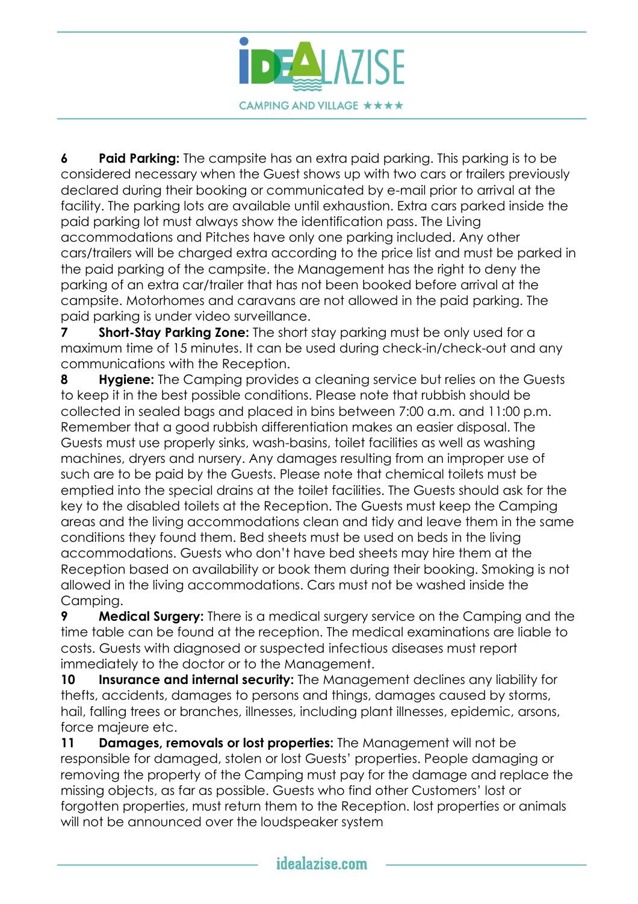**6 Paid Parking:** The campsite has an extra paid parking. This parking is to be considered necessary when the Guest shows up with two cars or trailers previously declared during their booking or communicated by e-mail prior to arrival at the facility. The parking lots are available until exhaustion. Extra cars parked inside the paid parking lot must always show the identification pass. The Living accommodations and Pitches have only one parking included. Any other cars/trailers will be charged extra according to the price list and must be parked in the paid parking of the campsite. the Management has the right to deny the parking of an extra car/trailer that has not been booked before arrival at the campsite. Motorhomes and caravans are not allowed in the paid parking. The paid parking is under video surveillance.

**7 Short-Stay Parking Zone:** The short stay parking must be only used for a maximum time of 15 minutes. It can be used during check-in/check-out and any communications with the Reception.

**8 Hygiene:** The Camping provides a cleaning service but relies on the Guests to keep it in the best possible conditions. Please note that rubbish should be collected in sealed bags and placed in bins between 7:00 a.m. and 11:00 p.m. Remember that a good rubbish differentiation makes an easier disposal. The Guests must use properly sinks, wash-basins, toilet facilities as well as washing machines, dryers and nursery. Any damages resulting from an improper use of such are to be paid by the Guests. Please note that chemical toilets must be emptied into the special drains at the toilet facilities. The Guests should ask for the key to the disabled toilets at the Reception. The Guests must keep the Camping areas and the living accommodations clean and tidy and leave them in the same conditions they found them. Bed sheets must be used on beds in the living accommodations. Guests who don't have bed sheets may hire them at the Reception based on availability or book them during their booking. Smoking is not allowed in the living accommodations. Cars must not be washed inside the Camping.

**9 Medical Surgery:** There is a medical surgery service on the Camping and the time table can be found at the reception. The medical examinations are liable to costs. Guests with diagnosed or suspected infectious diseases must report immediately to the doctor or to the Management.

**10 Insurance and internal security:** The Management declines any liability for thefts, accidents, damages to persons and things, damages caused by storms, hail, falling trees or branches, illnesses, including plant illnesses, epidemic, arsons, force majeure etc.

**11 Damages, removals or lost properties:** The Management will not be responsible for damaged, stolen or lost Guests' properties. People damaging or removing the property of the Camping must pay for the damage and replace the missing objects, as far as possible. Guests who find other Customers' lost or forgotten properties, must return them to the Reception. lost properties or animals will not be announced over the loudspeaker system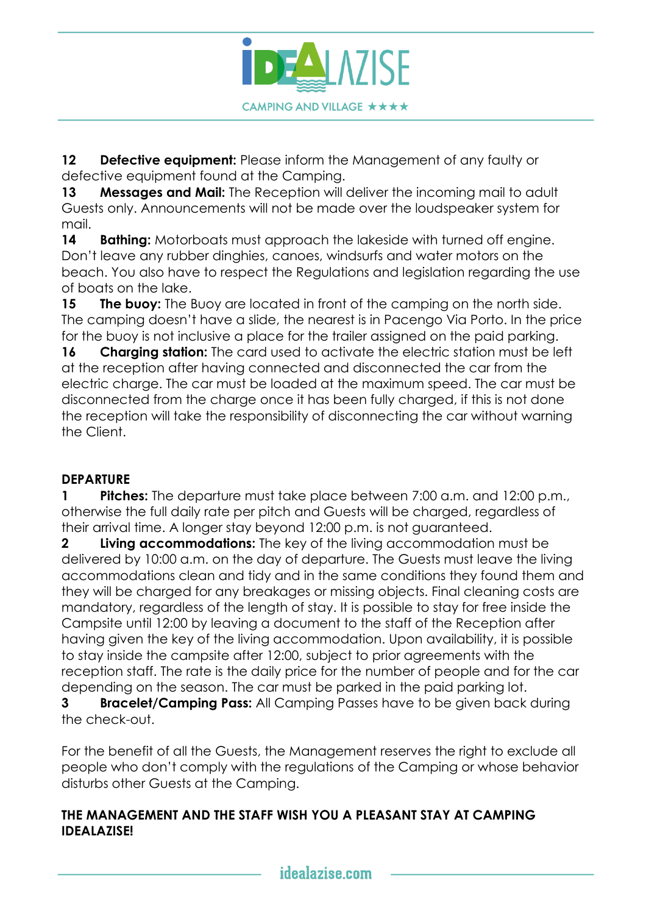**12 Defective equipment:** Please inform the Management of any faulty or defective equipment found at the Camping.

**13 Messages and Mail:** The Reception will deliver the incoming mail to adult Guests only. Announcements will not be made over the loudspeaker system for mail.

**14 Bathing:** Motorboats must approach the lakeside with turned off engine. Don't leave any rubber dinghies, canoes, windsurfs and water motors on the beach. You also have to respect the Regulations and legislation regarding the use of boats on the lake.

**15 The buoy:** The Buoy are located in front of the camping on the north side. The camping doesn't have a slide, the nearest is in Pacengo Via Porto. In the price for the buoy is not inclusive a place for the trailer assigned on the paid parking.

**16 Charging station:** The card used to activate the electric station must be left at the reception after having connected and disconnected the car from the electric charge. The car must be loaded at the maximum speed. The car must be disconnected from the charge once it has been fully charged, if this is not done the reception will take the responsibility of disconnecting the car without warning the Client.

**DEPARTURE**

**1 Pitches:** The departure must take place between 7:00 a.m. and 12:00 p.m., otherwise the full daily rate per pitch and Guests will be charged, regardless of their arrival time. A longer stay beyond 12:00 p.m. is not guaranteed.

**2 Living accommodations:** The key of the living accommodation must be delivered by 10:00 a.m. on the day of departure. The Guests must leave the living accommodations clean and tidy and in the same conditions they found them and they will be charged for any breakages or missing objects. Final cleaning costs are mandatory, regardless of the length of stay. It is possible to stay for free inside the Campsite until 12:00 by leaving a document to the staff of the Reception after having given the key of the living accommodation. Upon availability, it is possible to stay inside the campsite after 12:00, subject to prior agreements with the reception staff. The rate is the daily price for the number of people and for the car depending on the season. The car must be parked in the paid parking lot.

**3 Bracelet/Camping Pass:** All Camping Passes have to be given back during the check-out.

For the benefit of all the Guests, the Management reserves the right to exclude all people who don't comply with the regulations of the Camping or whose behavior disturbs other Guests at the Camping.

**THE MANAGEMENT AND THE STAFF WISH YOU A PLEASANT STAY AT CAMPING IDEALAZISE!**